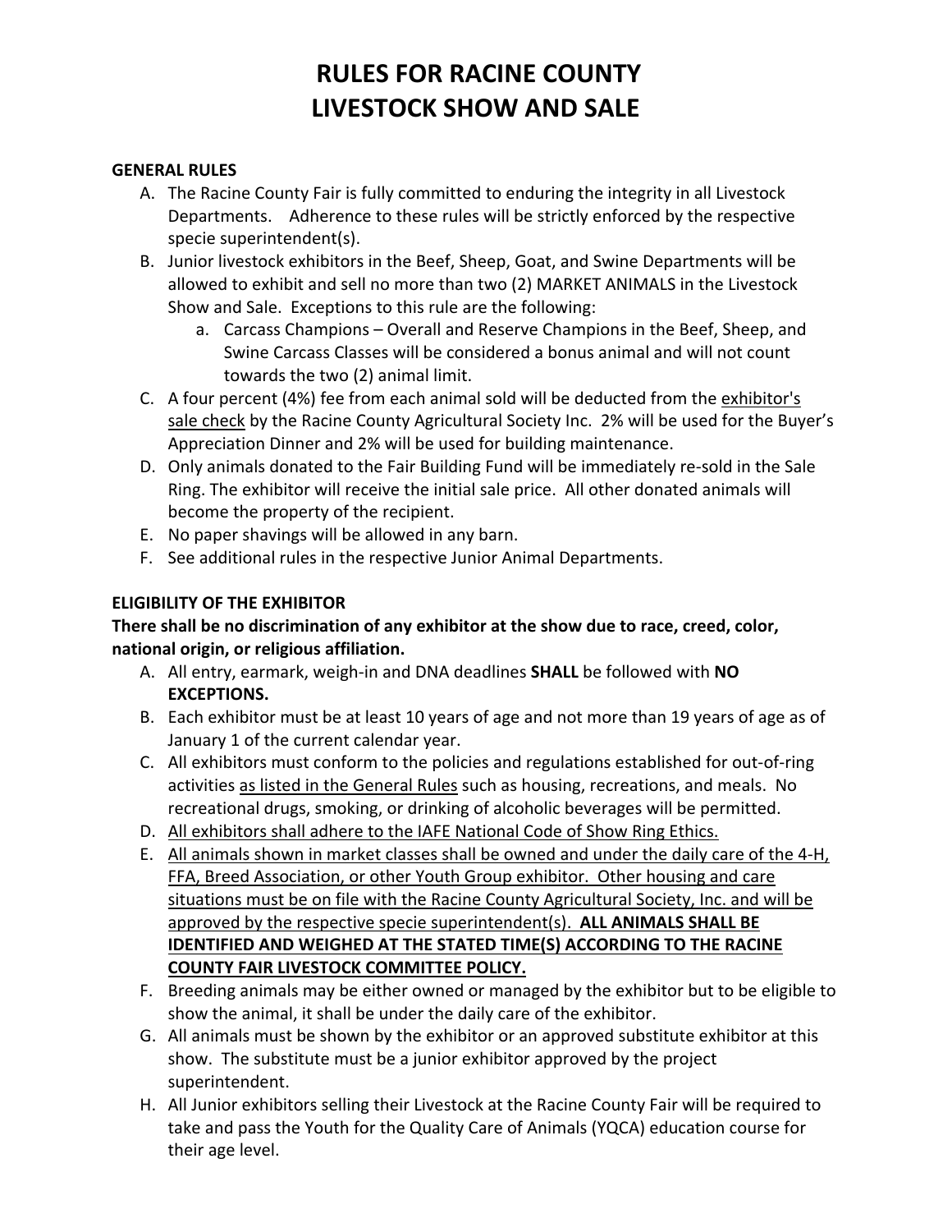# RULES FOR RACINE COUNTY LIVESTOCK SHOW AND SALE

**GENERAL RULES**

A. The Racine County Fair is fully committed to enduring the integrity in all Livestock Departments. Adherence to these rules will be strictly enforced by the respective specie superintendent(s).
B. Junior livestock exhibitors in the Beef, Sheep, Goat, and Swine Departments will be allowed to exhibit and sell no more than two (2) MARKET ANIMALS in the Livestock Show and Sale. Exceptions to this rule are the following:
    a. Carcass Champions – Overall and Reserve Champions in the Beef, Sheep, and Swine Carcass Classes will be considered a bonus animal and will not count towards the two (2) animal limit.
C. A four percent (4%) fee from each animal sold will be deducted from the exhibitor's sale check by the Racine County Agricultural Society Inc. 2% will be used for the Buyer's Appreciation Dinner and 2% will be used for building maintenance.
D. Only animals donated to the Fair Building Fund will be immediately re-sold in the Sale Ring. The exhibitor will receive the initial sale price. All other donated animals will become the property of the recipient.
E. No paper shavings will be allowed in any barn.
F. See additional rules in the respective Junior Animal Departments.

**ELIGIBILITY OF THE EXHIBITOR**

**There shall be no discrimination of any exhibitor at the show due to race, creed, color, national origin, or religious affiliation.**

A. All entry, earmark, weigh-in and DNA deadlines **SHALL** be followed with **NO EXCEPTIONS.**
B. Each exhibitor must be at least 10 years of age and not more than 19 years of age as of January 1 of the current calendar year.
C. All exhibitors must conform to the policies and regulations established for out-of-ring activities as listed in the General Rules such as housing, recreations, and meals. No recreational drugs, smoking, or drinking of alcoholic beverages will be permitted.
D. All exhibitors shall adhere to the IAFE National Code of Show Ring Ethics.
E. All animals shown in market classes shall be owned and under the daily care of the 4-H, FFA, Breed Association, or other Youth Group exhibitor. Other housing and care situations must be on file with the Racine County Agricultural Society, Inc. and will be approved by the respective specie superintendent(s). **ALL ANIMALS SHALL BE IDENTIFIED AND WEIGHED AT THE STATED TIME(S) ACCORDING TO THE RACINE COUNTY FAIR LIVESTOCK COMMITTEE POLICY.**
F. Breeding animals may be either owned or managed by the exhibitor but to be eligible to show the animal, it shall be under the daily care of the exhibitor.
G. All animals must be shown by the exhibitor or an approved substitute exhibitor at this show. The substitute must be a junior exhibitor approved by the project superintendent.
H. All Junior exhibitors selling their Livestock at the Racine County Fair will be required to take and pass the Youth for the Quality Care of Animals (YQCA) education course for their age level.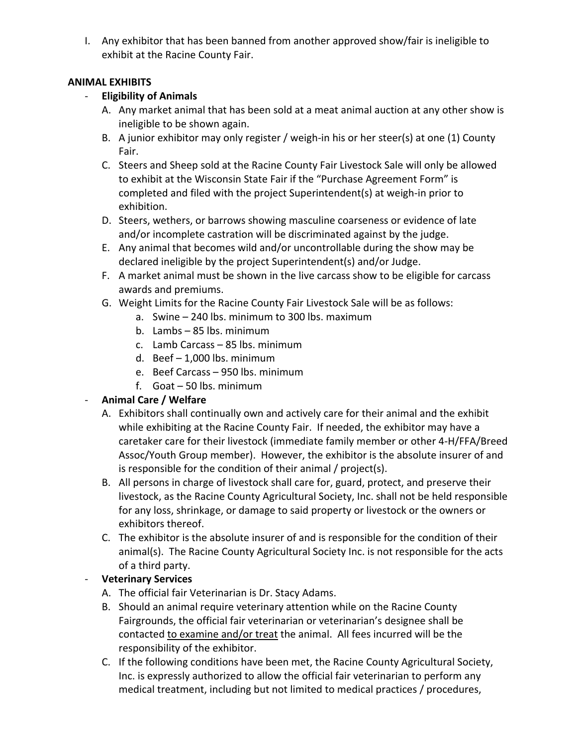I. Any exhibitor that has been banned from another approved show/fair is ineligible to exhibit at the Racine County Fair.

**ANIMAL EXHIBITS**

- **Eligibility of Animals**
  A. Any market animal that has been sold at a meat animal auction at any other show is ineligible to be shown again.
  B. A junior exhibitor may only register / weigh-in his or her steer(s) at one (1) County Fair.
  C. Steers and Sheep sold at the Racine County Fair Livestock Sale will only be allowed to exhibit at the Wisconsin State Fair if the "Purchase Agreement Form" is completed and filed with the project Superintendent(s) at weigh-in prior to exhibition.
  D. Steers, wethers, or barrows showing masculine coarseness or evidence of late and/or incomplete castration will be discriminated against by the judge.
  E. Any animal that becomes wild and/or uncontrollable during the show may be declared ineligible by the project Superintendent(s) and/or Judge.
  F. A market animal must be shown in the live carcass show to be eligible for carcass awards and premiums.
  G. Weight Limits for the Racine County Fair Livestock Sale will be as follows:
     a. Swine – 240 lbs. minimum to 300 lbs. maximum
     b. Lambs – 85 lbs. minimum
     c. Lamb Carcass – 85 lbs. minimum
     d. Beef – 1,000 lbs. minimum
     e. Beef Carcass – 950 lbs. minimum
     f. Goat – 50 lbs. minimum
- **Animal Care / Welfare**
  A. Exhibitors shall continually own and actively care for their animal and the exhibit while exhibiting at the Racine County Fair. If needed, the exhibitor may have a caretaker care for their livestock (immediate family member or other 4-H/FFA/Breed Assoc/Youth Group member). However, the exhibitor is the absolute insurer of and is responsible for the condition of their animal / project(s).
  B. All persons in charge of livestock shall care for, guard, protect, and preserve their livestock, as the Racine County Agricultural Society, Inc. shall not be held responsible for any loss, shrinkage, or damage to said property or livestock or the owners or exhibitors thereof.
  C. The exhibitor is the absolute insurer of and is responsible for the condition of their animal(s). The Racine County Agricultural Society Inc. is not responsible for the acts of a third party.
- **Veterinary Services**
  A. The official fair Veterinarian is Dr. Stacy Adams.
  B. Should an animal require veterinary attention while on the Racine County Fairgrounds, the official fair veterinarian or veterinarian's designee shall be contacted <u>to examine and/or treat</u> the animal. All fees incurred will be the responsibility of the exhibitor.
  C. If the following conditions have been met, the Racine County Agricultural Society, Inc. is expressly authorized to allow the official fair veterinarian to perform any medical treatment, including but not limited to medical practices / procedures,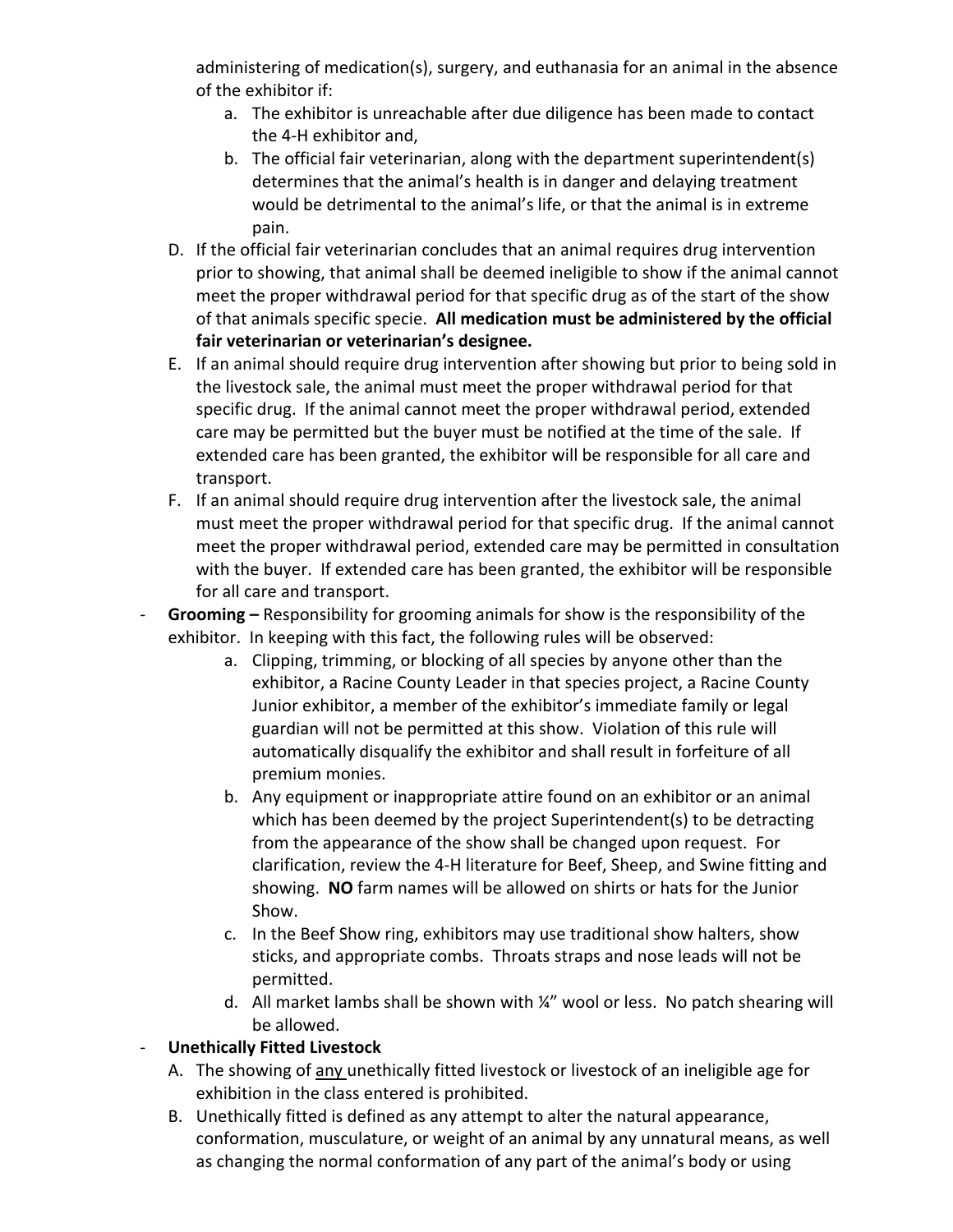administering of medication(s), surgery, and euthanasia for an animal in the absence of the exhibitor if:

   a. The exhibitor is unreachable after due diligence has been made to contact the 4-H exhibitor and,
   b. The official fair veterinarian, along with the department superintendent(s) determines that the animal's health is in danger and delaying treatment would be detrimental to the animal's life, or that the animal is in extreme pain.

D. If the official fair veterinarian concludes that an animal requires drug intervention prior to showing, that animal shall be deemed ineligible to show if the animal cannot meet the proper withdrawal period for that specific drug as of the start of the show of that animals specific specie. **All medication must be administered by the official fair veterinarian or veterinarian's designee.**

E. If an animal should require drug intervention after showing but prior to being sold in the livestock sale, the animal must meet the proper withdrawal period for that specific drug. If the animal cannot meet the proper withdrawal period, extended care may be permitted but the buyer must be notified at the time of the sale. If extended care has been granted, the exhibitor will be responsible for all care and transport.

F. If an animal should require drug intervention after the livestock sale, the animal must meet the proper withdrawal period for that specific drug. If the animal cannot meet the proper withdrawal period, extended care may be permitted in consultation with the buyer. If extended care has been granted, the exhibitor will be responsible for all care and transport.

- **Grooming –** Responsibility for grooming animals for show is the responsibility of the exhibitor. In keeping with this fact, the following rules will be observed:
   a. Clipping, trimming, or blocking of all species by anyone other than the exhibitor, a Racine County Leader in that species project, a Racine County Junior exhibitor, a member of the exhibitor's immediate family or legal guardian will not be permitted at this show. Violation of this rule will automatically disqualify the exhibitor and shall result in forfeiture of all premium monies.
   b. Any equipment or inappropriate attire found on an exhibitor or an animal which has been deemed by the project Superintendent(s) to be detracting from the appearance of the show shall be changed upon request. For clarification, review the 4-H literature for Beef, Sheep, and Swine fitting and showing. **NO** farm names will be allowed on shirts or hats for the Junior Show.
   c. In the Beef Show ring, exhibitors may use traditional show halters, show sticks, and appropriate combs. Throats straps and nose leads will not be permitted.
   d. All market lambs shall be shown with ¼" wool or less. No patch shearing will be allowed.

- **Unethically Fitted Livestock**

A. The showing of <u>any</u> unethically fitted livestock or livestock of an ineligible age for exhibition in the class entered is prohibited.

B. Unethically fitted is defined as any attempt to alter the natural appearance, conformation, musculature, or weight of an animal by any unnatural means, as well as changing the normal conformation of any part of the animal's body or using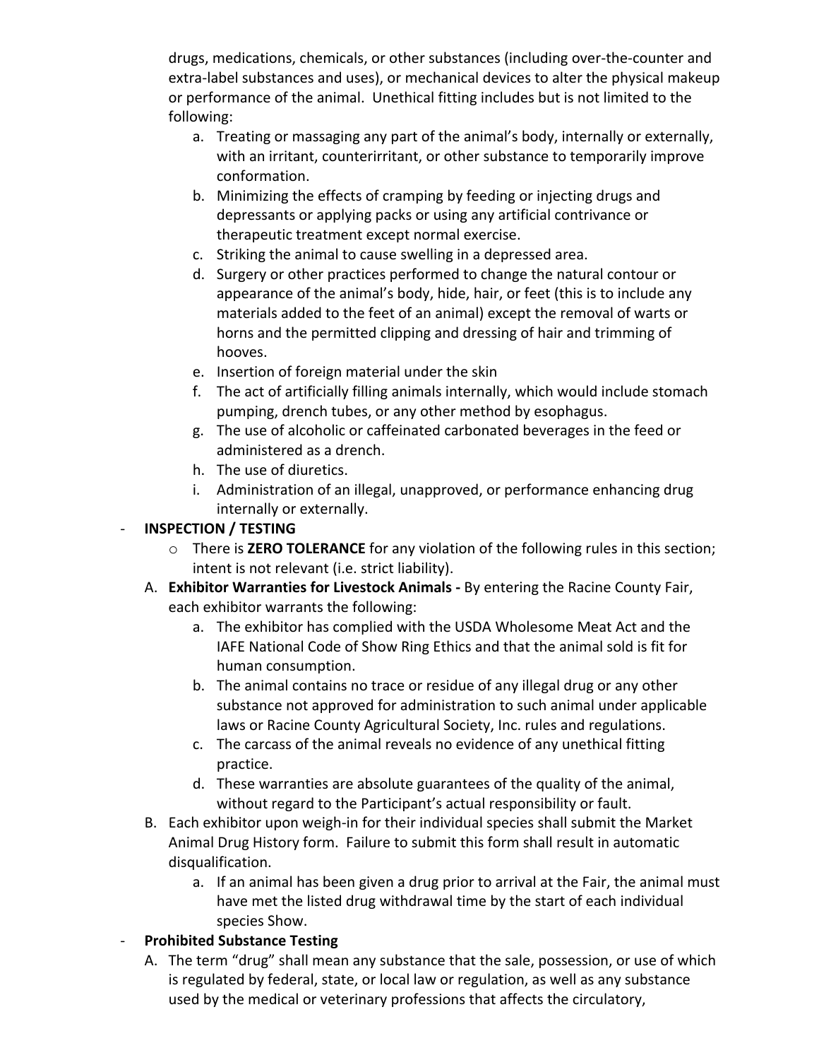drugs, medications, chemicals, or other substances (including over-the-counter and extra-label substances and uses), or mechanical devices to alter the physical makeup or performance of the animal. Unethical fitting includes but is not limited to the following:

   a. Treating or massaging any part of the animal's body, internally or externally, with an irritant, counterirritant, or other substance to temporarily improve conformation.
   b. Minimizing the effects of cramping by feeding or injecting drugs and depressants or applying packs or using any artificial contrivance or therapeutic treatment except normal exercise.
   c. Striking the animal to cause swelling in a depressed area.
   d. Surgery or other practices performed to change the natural contour or appearance of the animal's body, hide, hair, or feet (this is to include any materials added to the feet of an animal) except the removal of warts or horns and the permitted clipping and dressing of hair and trimming of hooves.
   e. Insertion of foreign material under the skin
   f. The act of artificially filling animals internally, which would include stomach pumping, drench tubes, or any other method by esophagus.
   g. The use of alcoholic or caffeinated carbonated beverages in the feed or administered as a drench.
   h. The use of diuretics.
   i. Administration of an illegal, unapproved, or performance enhancing drug internally or externally.

- **INSPECTION / TESTING**
  - There is **ZERO TOLERANCE** for any violation of the following rules in this section; intent is not relevant (i.e. strict liability).

  A. **Exhibitor Warranties for Livestock Animals -** By entering the Racine County Fair, each exhibitor warrants the following:
     a. The exhibitor has complied with the USDA Wholesome Meat Act and the IAFE National Code of Show Ring Ethics and that the animal sold is fit for human consumption.
     b. The animal contains no trace or residue of any illegal drug or any other substance not approved for administration to such animal under applicable laws or Racine County Agricultural Society, Inc. rules and regulations.
     c. The carcass of the animal reveals no evidence of any unethical fitting practice.
     d. These warranties are absolute guarantees of the quality of the animal, without regard to the Participant's actual responsibility or fault.

  B. Each exhibitor upon weigh-in for their individual species shall submit the Market Animal Drug History form. Failure to submit this form shall result in automatic disqualification.
     a. If an animal has been given a drug prior to arrival at the Fair, the animal must have met the listed drug withdrawal time by the start of each individual species Show.

- **Prohibited Substance Testing**

  A. The term "drug" shall mean any substance that the sale, possession, or use of which is regulated by federal, state, or local law or regulation, as well as any substance used by the medical or veterinary professions that affects the circulatory,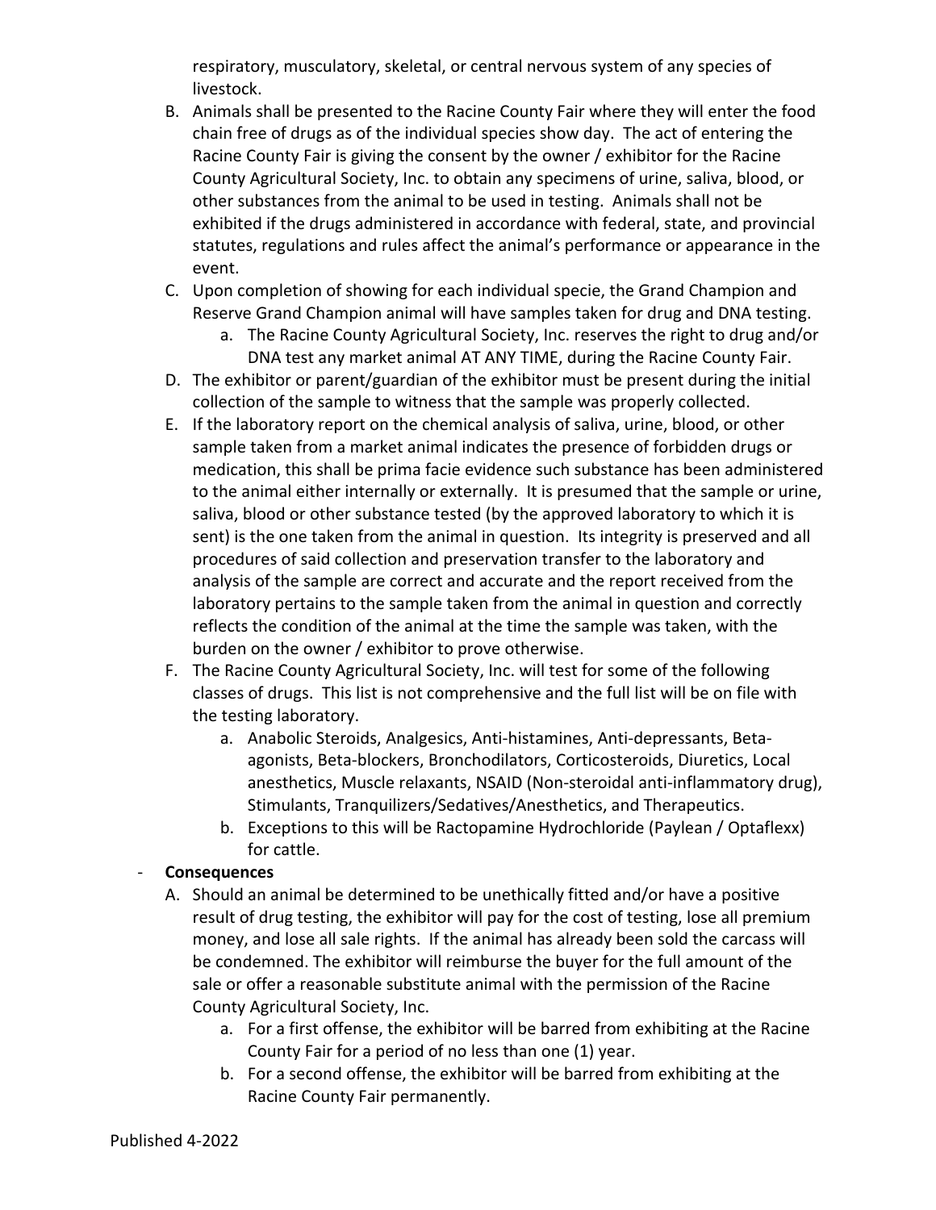respiratory, musculatory, skeletal, or central nervous system of any species of livestock.

B. Animals shall be presented to the Racine County Fair where they will enter the food chain free of drugs as of the individual species show day. The act of entering the Racine County Fair is giving the consent by the owner / exhibitor for the Racine County Agricultural Society, Inc. to obtain any specimens of urine, saliva, blood, or other substances from the animal to be used in testing. Animals shall not be exhibited if the drugs administered in accordance with federal, state, and provincial statutes, regulations and rules affect the animal's performance or appearance in the event.
C. Upon completion of showing for each individual specie, the Grand Champion and Reserve Grand Champion animal will have samples taken for drug and DNA testing.
   a. The Racine County Agricultural Society, Inc. reserves the right to drug and/or DNA test any market animal AT ANY TIME, during the Racine County Fair.
D. The exhibitor or parent/guardian of the exhibitor must be present during the initial collection of the sample to witness that the sample was properly collected.
E. If the laboratory report on the chemical analysis of saliva, urine, blood, or other sample taken from a market animal indicates the presence of forbidden drugs or medication, this shall be prima facie evidence such substance has been administered to the animal either internally or externally. It is presumed that the sample or urine, saliva, blood or other substance tested (by the approved laboratory to which it is sent) is the one taken from the animal in question. Its integrity is preserved and all procedures of said collection and preservation transfer to the laboratory and analysis of the sample are correct and accurate and the report received from the laboratory pertains to the sample taken from the animal in question and correctly reflects the condition of the animal at the time the sample was taken, with the burden on the owner / exhibitor to prove otherwise.
F. The Racine County Agricultural Society, Inc. will test for some of the following classes of drugs. This list is not comprehensive and the full list will be on file with the testing laboratory.
   a. Anabolic Steroids, Analgesics, Anti-histamines, Anti-depressants, Beta-agonists, Beta-blockers, Bronchodilators, Corticosteroids, Diuretics, Local anesthetics, Muscle relaxants, NSAID (Non-steroidal anti-inflammatory drug), Stimulants, Tranquilizers/Sedatives/Anesthetics, and Therapeutics.
   b. Exceptions to this will be Ractopamine Hydrochloride (Paylean / Optaflexx) for cattle.

- **Consequences**
  A. Should an animal be determined to be unethically fitted and/or have a positive result of drug testing, the exhibitor will pay for the cost of testing, lose all premium money, and lose all sale rights. If the animal has already been sold the carcass will be condemned. The exhibitor will reimburse the buyer for the full amount of the sale or offer a reasonable substitute animal with the permission of the Racine County Agricultural Society, Inc.
     a. For a first offense, the exhibitor will be barred from exhibiting at the Racine County Fair for a period of no less than one (1) year.
     b. For a second offense, the exhibitor will be barred from exhibiting at the Racine County Fair permanently.

Published 4-2022